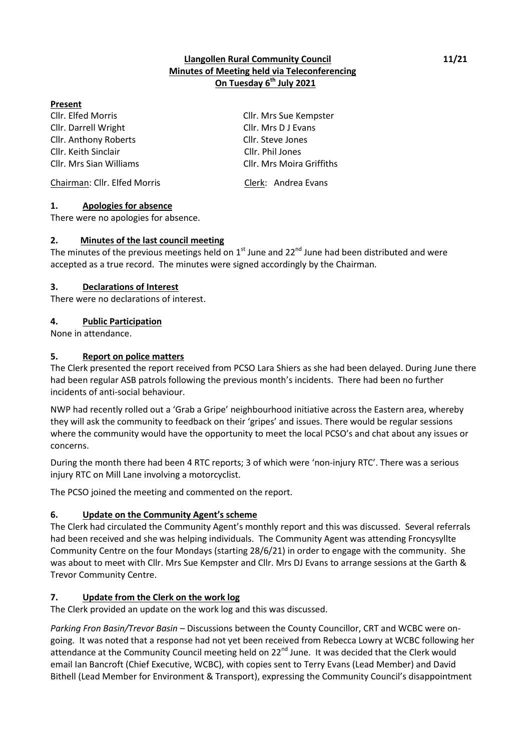**Llangollen Rural Community Council**
**Minutes of Meeting held via Teleconferencing**
**On Tuesday 6th July 2021**

11/21

**Present**

| | |
|---|---|
| Cllr. Elfed Morris | Cllr. Mrs Sue Kempster |
| Cllr. Darrell Wright | Cllr. Mrs D J Evans |
| Cllr. Anthony Roberts | Cllr. Steve Jones |
| Cllr. Keith Sinclair | Cllr. Phil Jones |
| Cllr. Mrs Sian Williams | Cllr. Mrs Moira Griffiths |

Chairman: Cllr. Elfed Morris    Clerk: Andrea Evans

## 1. Apologies for absence

There were no apologies for absence.

## 2. Minutes of the last council meeting

The minutes of the previous meetings held on 1st June and 22nd June had been distributed and were accepted as a true record. The minutes were signed accordingly by the Chairman.

## 3. Declarations of Interest

There were no declarations of interest.

## 4. Public Participation

None in attendance.

## 5. Report on police matters

The Clerk presented the report received from PCSO Lara Shiers as she had been delayed. During June there had been regular ASB patrols following the previous month's incidents. There had been no further incidents of anti-social behaviour.

NWP had recently rolled out a 'Grab a Gripe' neighbourhood initiative across the Eastern area, whereby they will ask the community to feedback on their 'gripes' and issues. There would be regular sessions where the community would have the opportunity to meet the local PCSO's and chat about any issues or concerns.

During the month there had been 4 RTC reports; 3 of which were 'non-injury RTC'. There was a serious injury RTC on Mill Lane involving a motorcyclist.

The PCSO joined the meeting and commented on the report.

## 6. Update on the Community Agent's scheme

The Clerk had circulated the Community Agent's monthly report and this was discussed. Several referrals had been received and she was helping individuals. The Community Agent was attending Froncysyllte Community Centre on the four Mondays (starting 28/6/21) in order to engage with the community. She was about to meet with Cllr. Mrs Sue Kempster and Cllr. Mrs DJ Evans to arrange sessions at the Garth & Trevor Community Centre.

## 7. Update from the Clerk on the work log

The Clerk provided an update on the work log and this was discussed.

*Parking Fron Basin/Trevor Basin* – Discussions between the County Councillor, CRT and WCBC were on-going. It was noted that a response had not yet been received from Rebecca Lowry at WCBC following her attendance at the Community Council meeting held on 22nd June. It was decided that the Clerk would email Ian Bancroft (Chief Executive, WCBC), with copies sent to Terry Evans (Lead Member) and David Bithell (Lead Member for Environment & Transport), expressing the Community Council's disappointment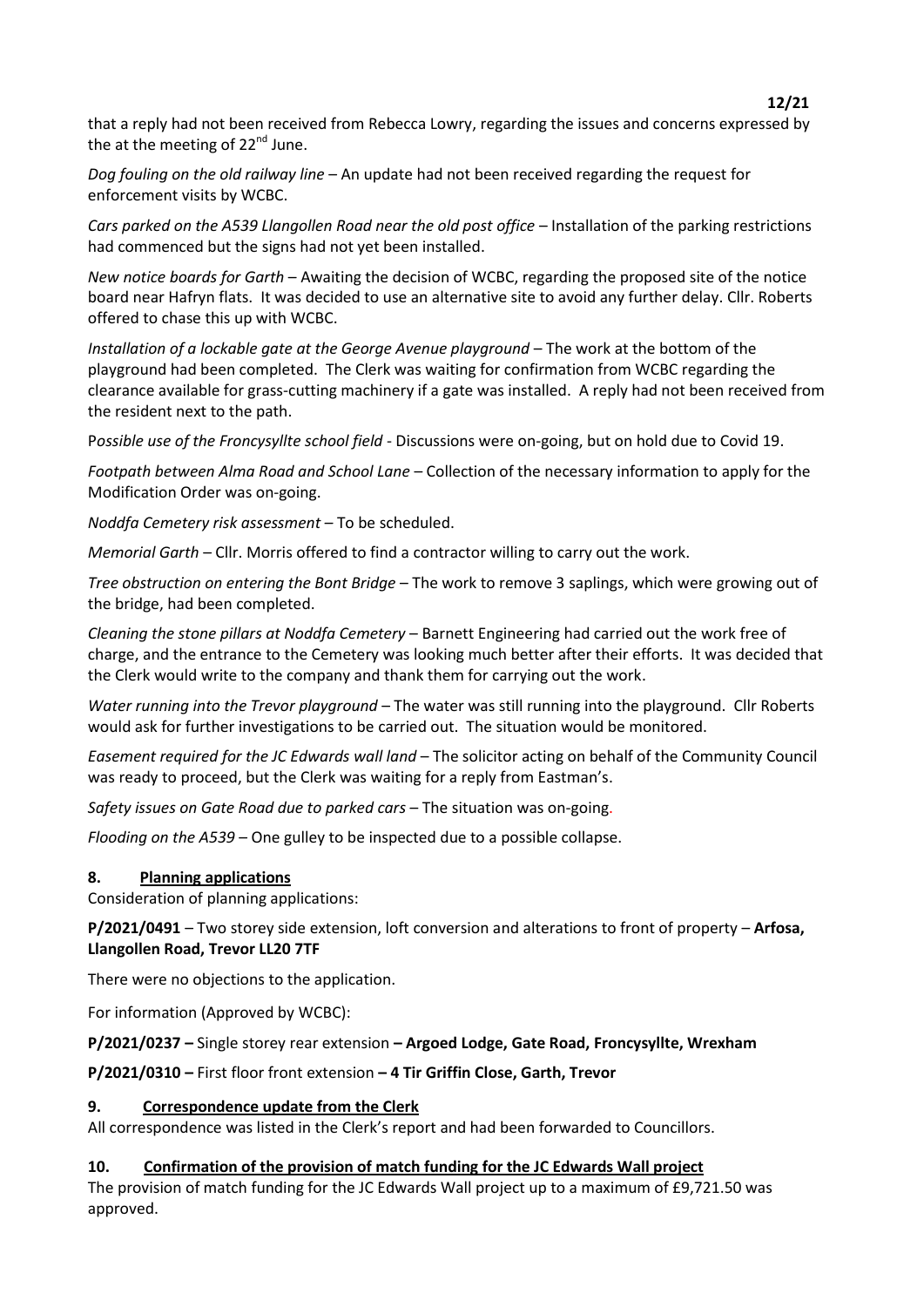that a reply had not been received from Rebecca Lowry, regarding the issues and concerns expressed by the at the meeting of 22nd June.

*Dog fouling on the old railway line* – An update had not been received regarding the request for enforcement visits by WCBC.

*Cars parked on the A539 Llangollen Road near the old post office* – Installation of the parking restrictions had commenced but the signs had not yet been installed.

*New notice boards for Garth* – Awaiting the decision of WCBC, regarding the proposed site of the notice board near Hafryn flats. It was decided to use an alternative site to avoid any further delay. Cllr. Roberts offered to chase this up with WCBC.

*Installation of a lockable gate at the George Avenue playground* – The work at the bottom of the playground had been completed. The Clerk was waiting for confirmation from WCBC regarding the clearance available for grass-cutting machinery if a gate was installed. A reply had not been received from the resident next to the path.

P*ossible use of the Froncysyllte school field* - Discussions were on-going, but on hold due to Covid 19.

*Footpath between Alma Road and School Lane* – Collection of the necessary information to apply for the Modification Order was on-going.

*Noddfa Cemetery risk assessment* – To be scheduled.

*Memorial Garth* – Cllr. Morris offered to find a contractor willing to carry out the work.

*Tree obstruction on entering the Bont Bridge* – The work to remove 3 saplings, which were growing out of the bridge, had been completed.

*Cleaning the stone pillars at Noddfa Cemetery* – Barnett Engineering had carried out the work free of charge, and the entrance to the Cemetery was looking much better after their efforts. It was decided that the Clerk would write to the company and thank them for carrying out the work.

*Water running into the Trevor playground* – The water was still running into the playground. Cllr Roberts would ask for further investigations to be carried out. The situation would be monitored.

*Easement required for the JC Edwards wall land* – The solicitor acting on behalf of the Community Council was ready to proceed, but the Clerk was waiting for a reply from Eastman's.

*Safety issues on Gate Road due to parked cars* – The situation was on-going.

*Flooding on the A539* – One gulley to be inspected due to a possible collapse.

## 8. Planning applications

Consideration of planning applications:

**P/2021/0491** – Two storey side extension, loft conversion and alterations to front of property – **Arfosa, Llangollen Road, Trevor LL20 7TF**

There were no objections to the application.

For information (Approved by WCBC):

**P/2021/0237 –** Single storey rear extension **– Argoed Lodge, Gate Road, Froncysyllte, Wrexham**

**P/2021/0310 –** First floor front extension **– 4 Tir Griffin Close, Garth, Trevor**

## 9. Correspondence update from the Clerk

All correspondence was listed in the Clerk's report and had been forwarded to Councillors.

## 10. Confirmation of the provision of match funding for the JC Edwards Wall project

The provision of match funding for the JC Edwards Wall project up to a maximum of £9,721.50 was approved.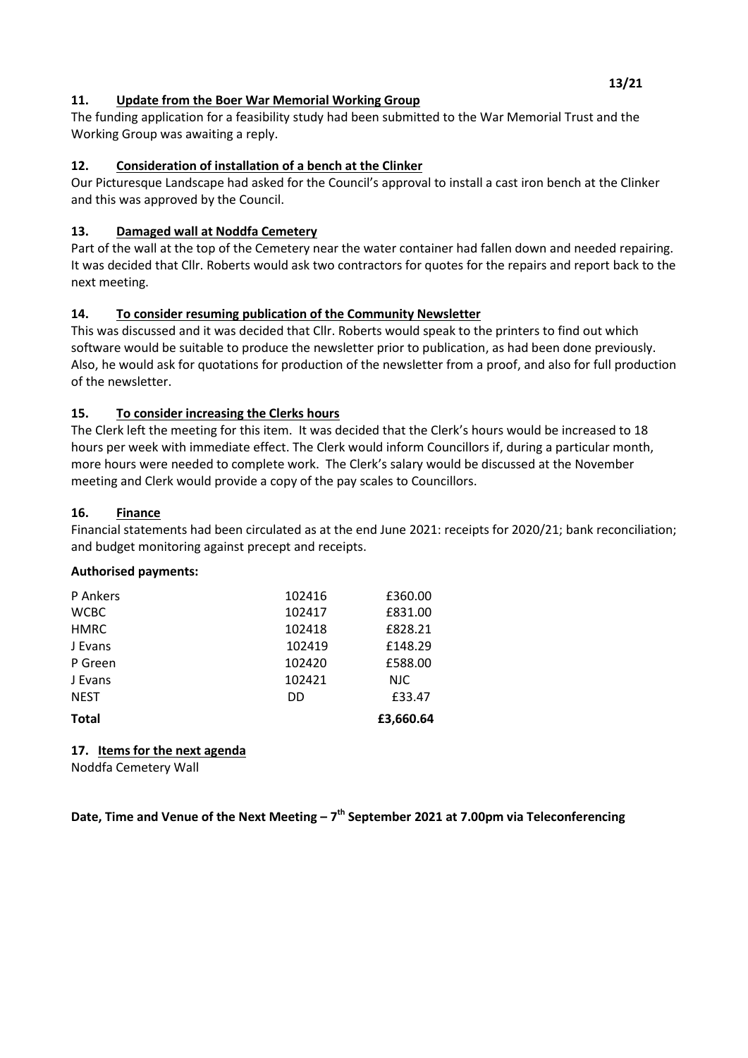### 11. Update from the Boer War Memorial Working Group

The funding application for a feasibility study had been submitted to the War Memorial Trust and the Working Group was awaiting a reply.

### 12. Consideration of installation of a bench at the Clinker

Our Picturesque Landscape had asked for the Council's approval to install a cast iron bench at the Clinker and this was approved by the Council.

### 13. Damaged wall at Noddfa Cemetery

Part of the wall at the top of the Cemetery near the water container had fallen down and needed repairing. It was decided that Cllr. Roberts would ask two contractors for quotes for the repairs and report back to the next meeting.

### 14. To consider resuming publication of the Community Newsletter

This was discussed and it was decided that Cllr. Roberts would speak to the printers to find out which software would be suitable to produce the newsletter prior to publication, as had been done previously. Also, he would ask for quotations for production of the newsletter from a proof, and also for full production of the newsletter.

### 15. To consider increasing the Clerks hours

The Clerk left the meeting for this item. It was decided that the Clerk's hours would be increased to 18 hours per week with immediate effect. The Clerk would inform Councillors if, during a particular month, more hours were needed to complete work. The Clerk's salary would be discussed at the November meeting and Clerk would provide a copy of the pay scales to Councillors.

### 16. Finance

Financial statements had been circulated as at the end June 2021: receipts for 2020/21; bank reconciliation; and budget monitoring against precept and receipts.

**Authorised payments:**

| | | |
|---|---|---|
| P Ankers | 102416 | £360.00 |
| WCBC | 102417 | £831.00 |
| HMRC | 102418 | £828.21 |
| J Evans | 102419 | £148.29 |
| P Green | 102420 | £588.00 |
| J Evans | 102421 | NJC |
| NEST | DD | £33.47 |
| **Total** | | **£3,660.64** |

### 17. Items for the next agenda

Noddfa Cemetery Wall

**Date, Time and Venue of the Next Meeting – 7th September 2021 at 7.00pm via Teleconferencing**